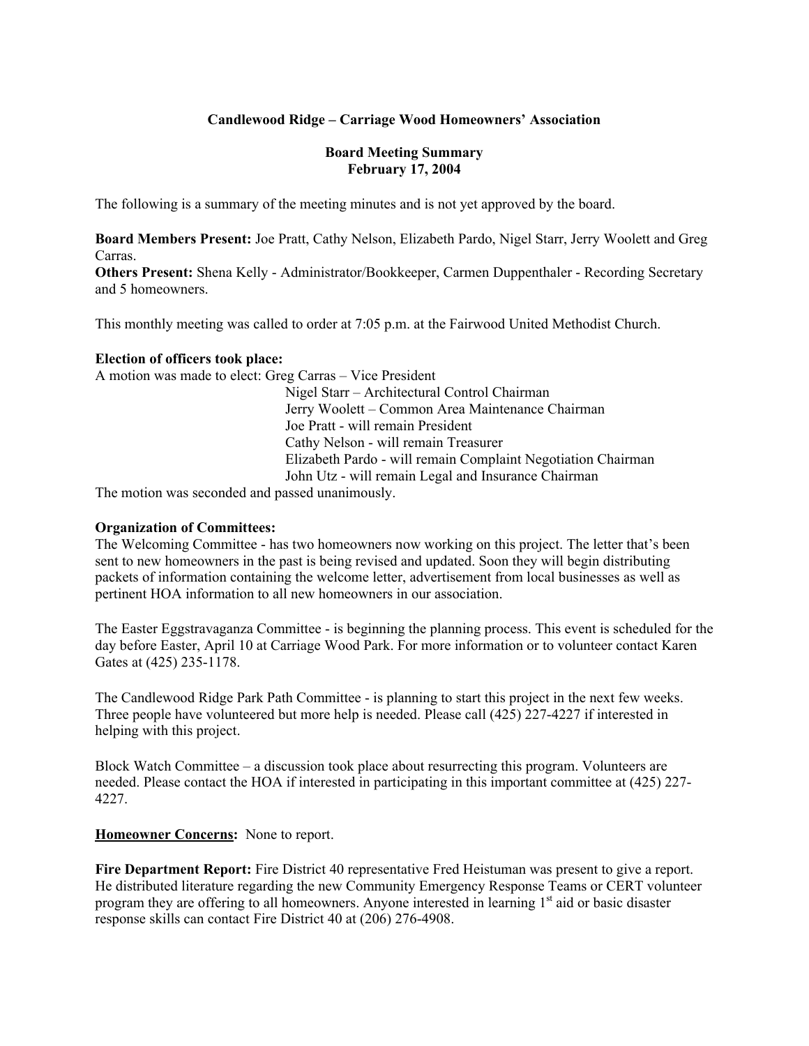**Candlewood Ridge – Carriage Wood Homeowners' Association**

**Board Meeting Summary**
**February 17, 2004**

The following is a summary of the meeting minutes and is not yet approved by the board.

**Board Members Present:** Joe Pratt, Cathy Nelson, Elizabeth Pardo, Nigel Starr, Jerry Woolett and Greg Carras.
**Others Present:** Shena Kelly - Administrator/Bookkeeper, Carmen Duppenthaler - Recording Secretary and 5 homeowners.

This monthly meeting was called to order at 7:05 p.m. at the Fairwood United Methodist Church.

**Election of officers took place:**

A motion was made to elect: Greg Carras – Vice President
Nigel Starr – Architectural Control Chairman
Jerry Woolett – Common Area Maintenance Chairman
Joe Pratt - will remain President
Cathy Nelson - will remain Treasurer
Elizabeth Pardo - will remain Complaint Negotiation Chairman
John Utz - will remain Legal and Insurance Chairman

The motion was seconded and passed unanimously.

**Organization of Committees:**

The Welcoming Committee - has two homeowners now working on this project. The letter that's been sent to new homeowners in the past is being revised and updated. Soon they will begin distributing packets of information containing the welcome letter, advertisement from local businesses as well as pertinent HOA information to all new homeowners in our association.

The Easter Eggstravaganza Committee - is beginning the planning process. This event is scheduled for the day before Easter, April 10 at Carriage Wood Park. For more information or to volunteer contact Karen Gates at (425) 235-1178.

The Candlewood Ridge Park Path Committee - is planning to start this project in the next few weeks. Three people have volunteered but more help is needed. Please call (425) 227-4227 if interested in helping with this project.

Block Watch Committee – a discussion took place about resurrecting this program. Volunteers are needed. Please contact the HOA if interested in participating in this important committee at (425) 227-4227.

**Homeowner Concerns:** None to report.

**Fire Department Report:** Fire District 40 representative Fred Heistuman was present to give a report. He distributed literature regarding the new Community Emergency Response Teams or CERT volunteer program they are offering to all homeowners. Anyone interested in learning 1st aid or basic disaster response skills can contact Fire District 40 at (206) 276-4908.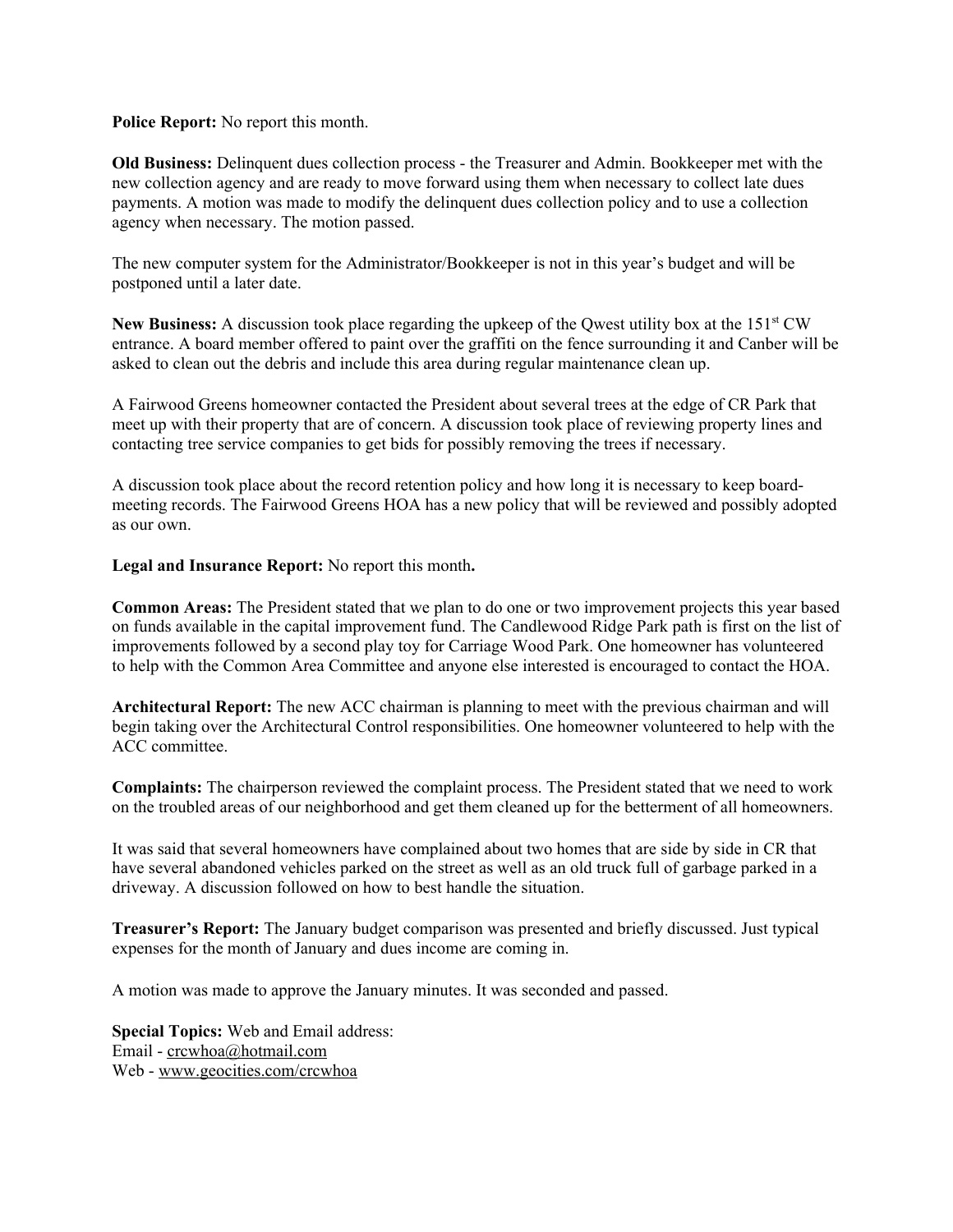**Police Report:** No report this month.

**Old Business:** Delinquent dues collection process - the Treasurer and Admin. Bookkeeper met with the new collection agency and are ready to move forward using them when necessary to collect late dues payments. A motion was made to modify the delinquent dues collection policy and to use a collection agency when necessary. The motion passed.

The new computer system for the Administrator/Bookkeeper is not in this year's budget and will be postponed until a later date.

**New Business:** A discussion took place regarding the upkeep of the Qwest utility box at the 151st CW entrance. A board member offered to paint over the graffiti on the fence surrounding it and Canber will be asked to clean out the debris and include this area during regular maintenance clean up.

A Fairwood Greens homeowner contacted the President about several trees at the edge of CR Park that meet up with their property that are of concern. A discussion took place of reviewing property lines and contacting tree service companies to get bids for possibly removing the trees if necessary.

A discussion took place about the record retention policy and how long it is necessary to keep board-meeting records. The Fairwood Greens HOA has a new policy that will be reviewed and possibly adopted as our own.

**Legal and Insurance Report:** No report this month**.**

**Common Areas:** The President stated that we plan to do one or two improvement projects this year based on funds available in the capital improvement fund. The Candlewood Ridge Park path is first on the list of improvements followed by a second play toy for Carriage Wood Park. One homeowner has volunteered to help with the Common Area Committee and anyone else interested is encouraged to contact the HOA.

**Architectural Report:** The new ACC chairman is planning to meet with the previous chairman and will begin taking over the Architectural Control responsibilities. One homeowner volunteered to help with the ACC committee.

**Complaints:** The chairperson reviewed the complaint process. The President stated that we need to work on the troubled areas of our neighborhood and get them cleaned up for the betterment of all homeowners.

It was said that several homeowners have complained about two homes that are side by side in CR that have several abandoned vehicles parked on the street as well as an old truck full of garbage parked in a driveway. A discussion followed on how to best handle the situation.

**Treasurer's Report:** The January budget comparison was presented and briefly discussed. Just typical expenses for the month of January and dues income are coming in.

A motion was made to approve the January minutes. It was seconded and passed.

**Special Topics:** Web and Email address:
Email - crcwhoa@hotmail.com
Web - www.geocities.com/crcwhoa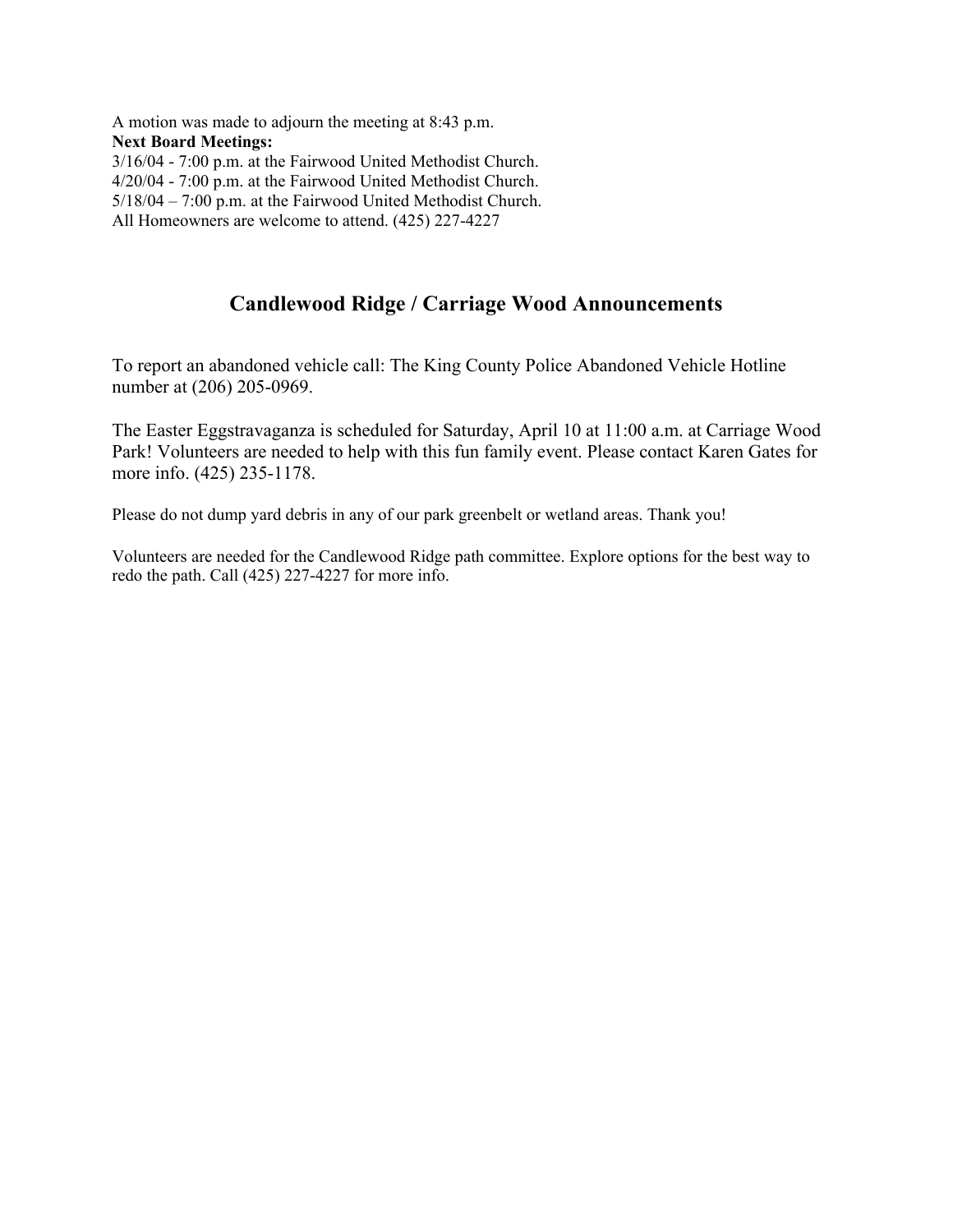A motion was made to adjourn the meeting at 8:43 p.m.

**Next Board Meetings:**

3/16/04 - 7:00 p.m. at the Fairwood United Methodist Church.
4/20/04 - 7:00 p.m. at the Fairwood United Methodist Church.
5/18/04 – 7:00 p.m. at the Fairwood United Methodist Church.
All Homeowners are welcome to attend. (425) 227-4227

## Candlewood Ridge / Carriage Wood Announcements

To report an abandoned vehicle call: The King County Police Abandoned Vehicle Hotline number at (206) 205-0969.

The Easter Eggstravaganza is scheduled for Saturday, April 10 at 11:00 a.m. at Carriage Wood Park! Volunteers are needed to help with this fun family event. Please contact Karen Gates for more info. (425) 235-1178.

Please do not dump yard debris in any of our park greenbelt or wetland areas. Thank you!

Volunteers are needed for the Candlewood Ridge path committee. Explore options for the best way to redo the path. Call (425) 227-4227 for more info.